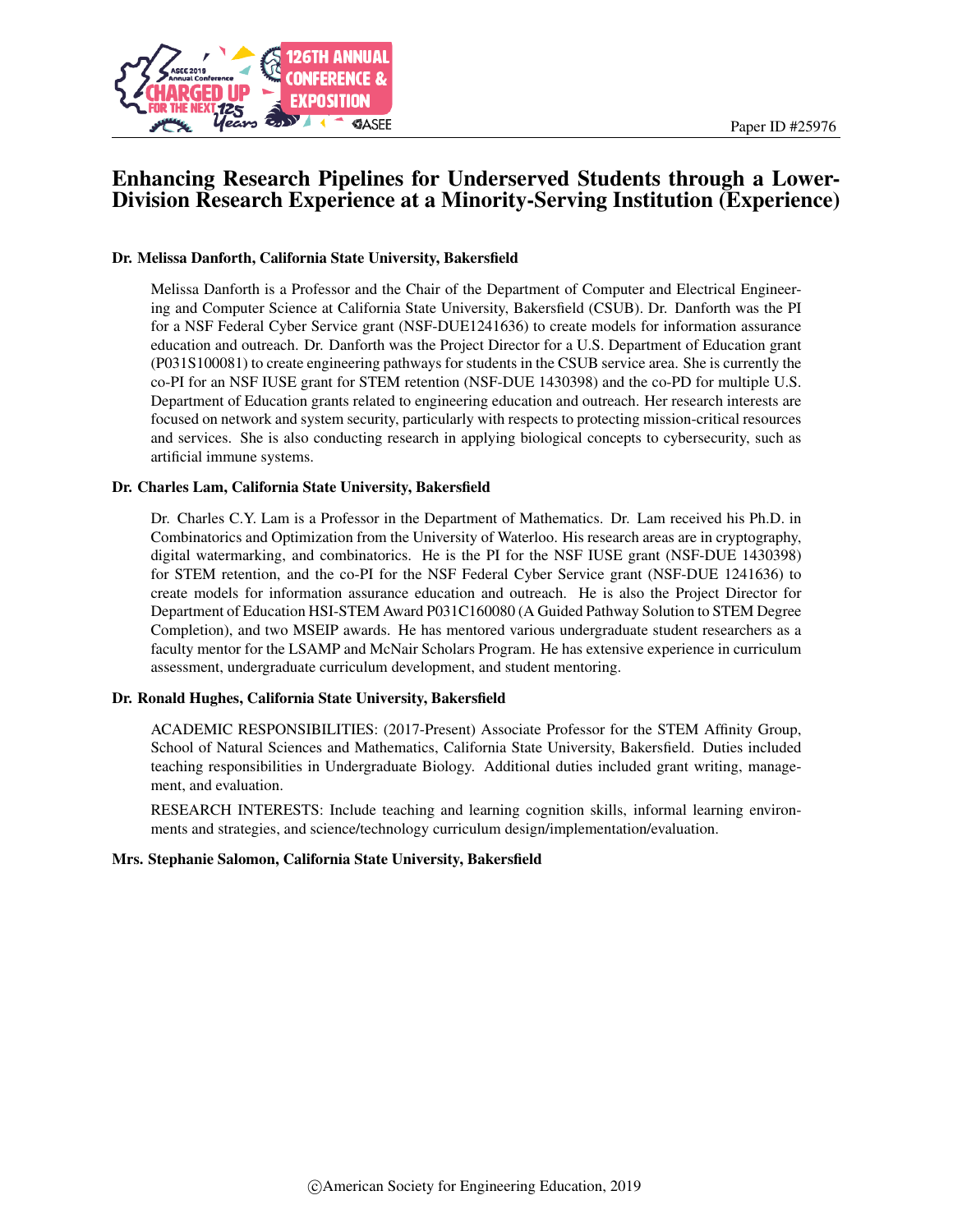Paper ID #25976

# Enhancing Research Pipelines for Underserved Students through a Lower-Division Research Experience at a Minority-Serving Institution (Experience)

**Dr. Melissa Danforth, California State University, Bakersfield**

Melissa Danforth is a Professor and the Chair of the Department of Computer and Electrical Engineering and Computer Science at California State University, Bakersfield (CSUB). Dr. Danforth was the PI for a NSF Federal Cyber Service grant (NSF-DUE1241636) to create models for information assurance education and outreach. Dr. Danforth was the Project Director for a U.S. Department of Education grant (P031S100081) to create engineering pathways for students in the CSUB service area. She is currently the co-PI for an NSF IUSE grant for STEM retention (NSF-DUE 1430398) and the co-PD for multiple U.S. Department of Education grants related to engineering education and outreach. Her research interests are focused on network and system security, particularly with respects to protecting mission-critical resources and services. She is also conducting research in applying biological concepts to cybersecurity, such as artificial immune systems.

**Dr. Charles Lam, California State University, Bakersfield**

Dr. Charles C.Y. Lam is a Professor in the Department of Mathematics. Dr. Lam received his Ph.D. in Combinatorics and Optimization from the University of Waterloo. His research areas are in cryptography, digital watermarking, and combinatorics. He is the PI for the NSF IUSE grant (NSF-DUE 1430398) for STEM retention, and the co-PI for the NSF Federal Cyber Service grant (NSF-DUE 1241636) to create models for information assurance education and outreach. He is also the Project Director for Department of Education HSI-STEM Award P031C160080 (A Guided Pathway Solution to STEM Degree Completion), and two MSEIP awards. He has mentored various undergraduate student researchers as a faculty mentor for the LSAMP and McNair Scholars Program. He has extensive experience in curriculum assessment, undergraduate curriculum development, and student mentoring.

**Dr. Ronald Hughes, California State University, Bakersfield**

ACADEMIC RESPONSIBILITIES: (2017-Present) Associate Professor for the STEM Affinity Group, School of Natural Sciences and Mathematics, California State University, Bakersfield. Duties included teaching responsibilities in Undergraduate Biology. Additional duties included grant writing, management, and evaluation.

RESEARCH INTERESTS: Include teaching and learning cognition skills, informal learning environments and strategies, and science/technology curriculum design/implementation/evaluation.

**Mrs. Stephanie Salomon, California State University, Bakersfield**

©American Society for Engineering Education, 2019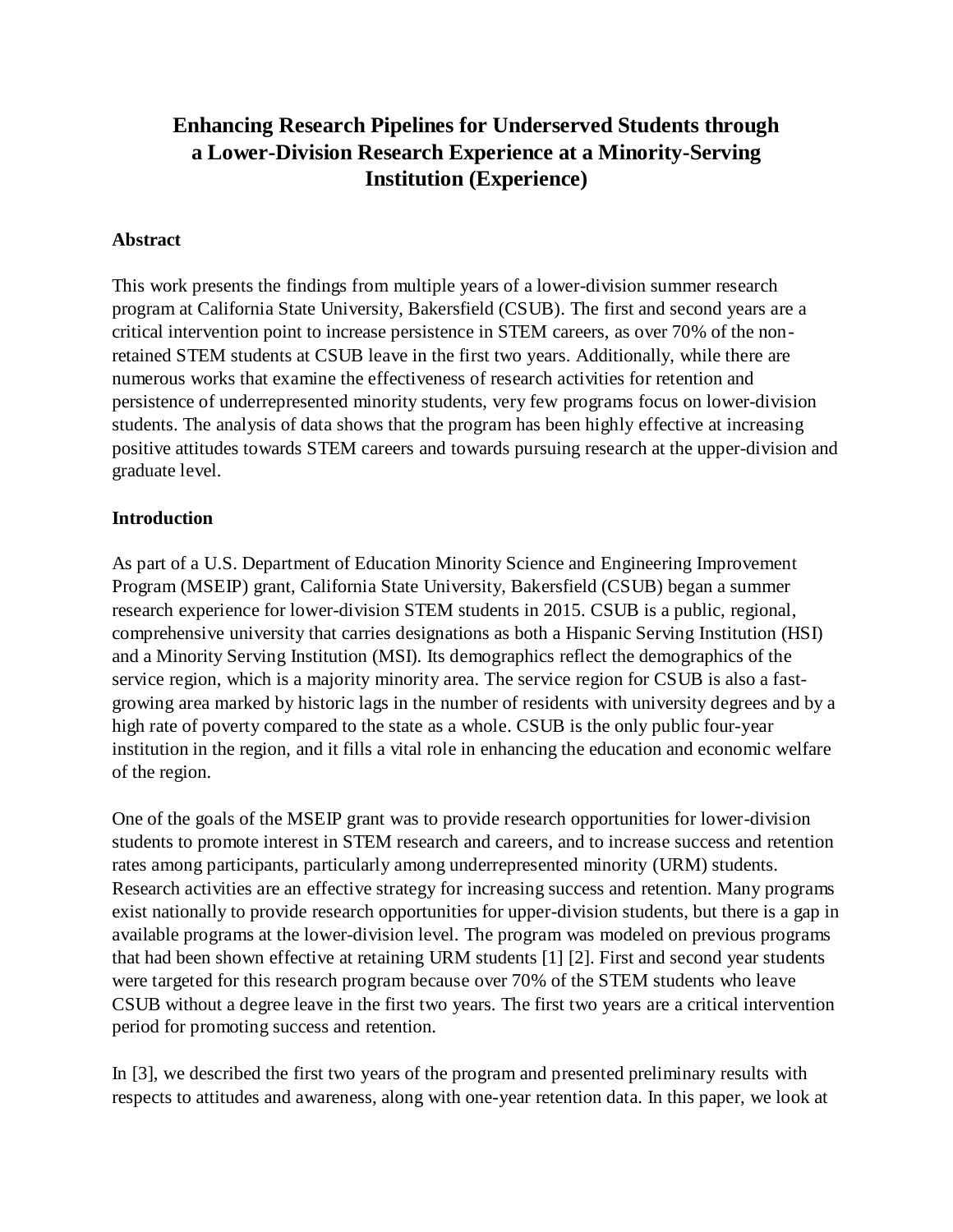# Enhancing Research Pipelines for Underserved Students through a Lower-Division Research Experience at a Minority-Serving Institution (Experience)

## Abstract

This work presents the findings from multiple years of a lower-division summer research program at California State University, Bakersfield (CSUB). The first and second years are a critical intervention point to increase persistence in STEM careers, as over 70% of the non-retained STEM students at CSUB leave in the first two years. Additionally, while there are numerous works that examine the effectiveness of research activities for retention and persistence of underrepresented minority students, very few programs focus on lower-division students. The analysis of data shows that the program has been highly effective at increasing positive attitudes towards STEM careers and towards pursuing research at the upper-division and graduate level.

## Introduction

As part of a U.S. Department of Education Minority Science and Engineering Improvement Program (MSEIP) grant, California State University, Bakersfield (CSUB) began a summer research experience for lower-division STEM students in 2015. CSUB is a public, regional, comprehensive university that carries designations as both a Hispanic Serving Institution (HSI) and a Minority Serving Institution (MSI). Its demographics reflect the demographics of the service region, which is a majority minority area. The service region for CSUB is also a fast-growing area marked by historic lags in the number of residents with university degrees and by a high rate of poverty compared to the state as a whole. CSUB is the only public four-year institution in the region, and it fills a vital role in enhancing the education and economic welfare of the region.

One of the goals of the MSEIP grant was to provide research opportunities for lower-division students to promote interest in STEM research and careers, and to increase success and retention rates among participants, particularly among underrepresented minority (URM) students. Research activities are an effective strategy for increasing success and retention. Many programs exist nationally to provide research opportunities for upper-division students, but there is a gap in available programs at the lower-division level. The program was modeled on previous programs that had been shown effective at retaining URM students [1] [2]. First and second year students were targeted for this research program because over 70% of the STEM students who leave CSUB without a degree leave in the first two years. The first two years are a critical intervention period for promoting success and retention.

In [3], we described the first two years of the program and presented preliminary results with respects to attitudes and awareness, along with one-year retention data. In this paper, we look at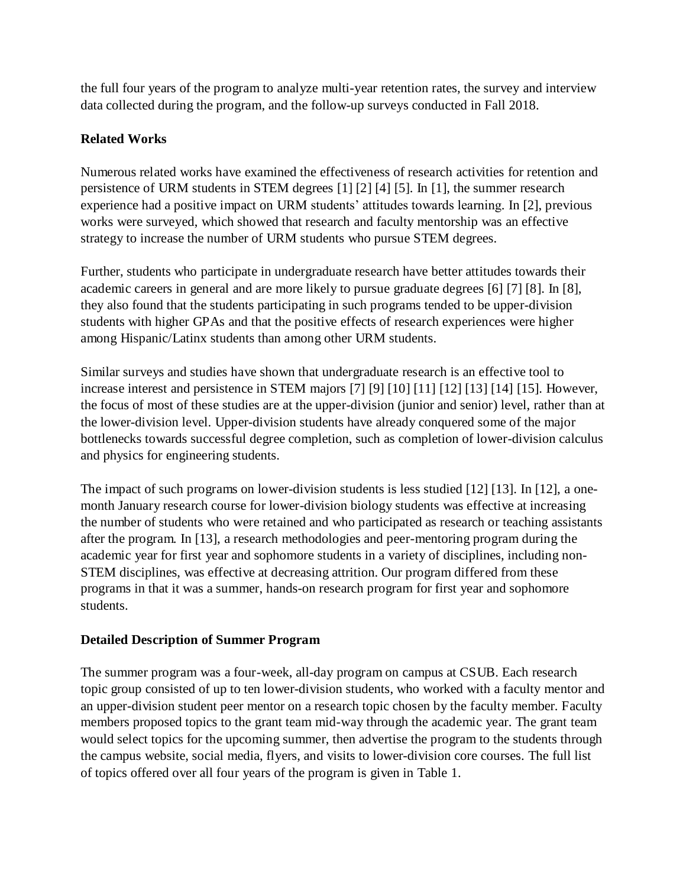the full four years of the program to analyze multi-year retention rates, the survey and interview data collected during the program, and the follow-up surveys conducted in Fall 2018.

## Related Works

Numerous related works have examined the effectiveness of research activities for retention and persistence of URM students in STEM degrees [1] [2] [4] [5]. In [1], the summer research experience had a positive impact on URM students' attitudes towards learning. In [2], previous works were surveyed, which showed that research and faculty mentorship was an effective strategy to increase the number of URM students who pursue STEM degrees.

Further, students who participate in undergraduate research have better attitudes towards their academic careers in general and are more likely to pursue graduate degrees [6] [7] [8]. In [8], they also found that the students participating in such programs tended to be upper-division students with higher GPAs and that the positive effects of research experiences were higher among Hispanic/Latinx students than among other URM students.

Similar surveys and studies have shown that undergraduate research is an effective tool to increase interest and persistence in STEM majors [7] [9] [10] [11] [12] [13] [14] [15]. However, the focus of most of these studies are at the upper-division (junior and senior) level, rather than at the lower-division level. Upper-division students have already conquered some of the major bottlenecks towards successful degree completion, such as completion of lower-division calculus and physics for engineering students.

The impact of such programs on lower-division students is less studied [12] [13]. In [12], a one-month January research course for lower-division biology students was effective at increasing the number of students who were retained and who participated as research or teaching assistants after the program. In [13], a research methodologies and peer-mentoring program during the academic year for first year and sophomore students in a variety of disciplines, including non-STEM disciplines, was effective at decreasing attrition. Our program differed from these programs in that it was a summer, hands-on research program for first year and sophomore students.

## Detailed Description of Summer Program

The summer program was a four-week, all-day program on campus at CSUB. Each research topic group consisted of up to ten lower-division students, who worked with a faculty mentor and an upper-division student peer mentor on a research topic chosen by the faculty member. Faculty members proposed topics to the grant team mid-way through the academic year. The grant team would select topics for the upcoming summer, then advertise the program to the students through the campus website, social media, flyers, and visits to lower-division core courses. The full list of topics offered over all four years of the program is given in Table 1.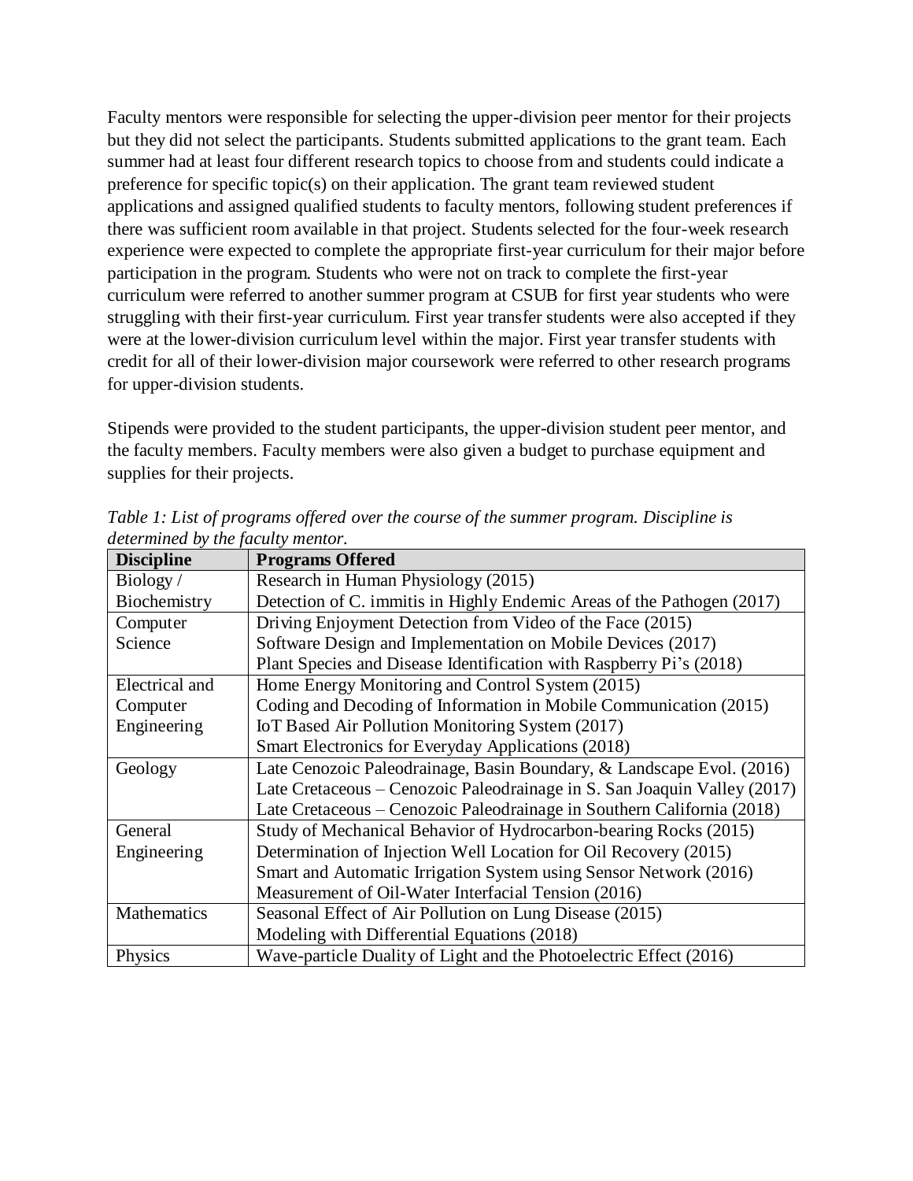Faculty mentors were responsible for selecting the upper-division peer mentor for their projects but they did not select the participants. Students submitted applications to the grant team. Each summer had at least four different research topics to choose from and students could indicate a preference for specific topic(s) on their application. The grant team reviewed student applications and assigned qualified students to faculty mentors, following student preferences if there was sufficient room available in that project. Students selected for the four-week research experience were expected to complete the appropriate first-year curriculum for their major before participation in the program. Students who were not on track to complete the first-year curriculum were referred to another summer program at CSUB for first year students who were struggling with their first-year curriculum. First year transfer students were also accepted if they were at the lower-division curriculum level within the major. First year transfer students with credit for all of their lower-division major coursework were referred to other research programs for upper-division students.

Stipends were provided to the student participants, the upper-division student peer mentor, and the faculty members. Faculty members were also given a budget to purchase equipment and supplies for their projects.

*Table 1: List of programs offered over the course of the summer program. Discipline is determined by the faculty mentor.*

| Discipline | Programs Offered |
|---|---|
| Biology / Biochemistry | Research in Human Physiology (2015)<br>Detection of C. immitis in Highly Endemic Areas of the Pathogen (2017) |
| Computer Science | Driving Enjoyment Detection from Video of the Face (2015)<br>Software Design and Implementation on Mobile Devices (2017)<br>Plant Species and Disease Identification with Raspberry Pi's (2018) |
| Electrical and Computer Engineering | Home Energy Monitoring and Control System (2015)<br>Coding and Decoding of Information in Mobile Communication (2015)<br>IoT Based Air Pollution Monitoring System (2017)<br>Smart Electronics for Everyday Applications (2018) |
| Geology | Late Cenozoic Paleodrainage, Basin Boundary, & Landscape Evol. (2016)<br>Late Cretaceous – Cenozoic Paleodrainage in S. San Joaquin Valley (2017)<br>Late Cretaceous – Cenozoic Paleodrainage in Southern California (2018) |
| General Engineering | Study of Mechanical Behavior of Hydrocarbon-bearing Rocks (2015)<br>Determination of Injection Well Location for Oil Recovery (2015)<br>Smart and Automatic Irrigation System using Sensor Network (2016)<br>Measurement of Oil-Water Interfacial Tension (2016) |
| Mathematics | Seasonal Effect of Air Pollution on Lung Disease (2015)<br>Modeling with Differential Equations (2018) |
| Physics | Wave-particle Duality of Light and the Photoelectric Effect (2016) |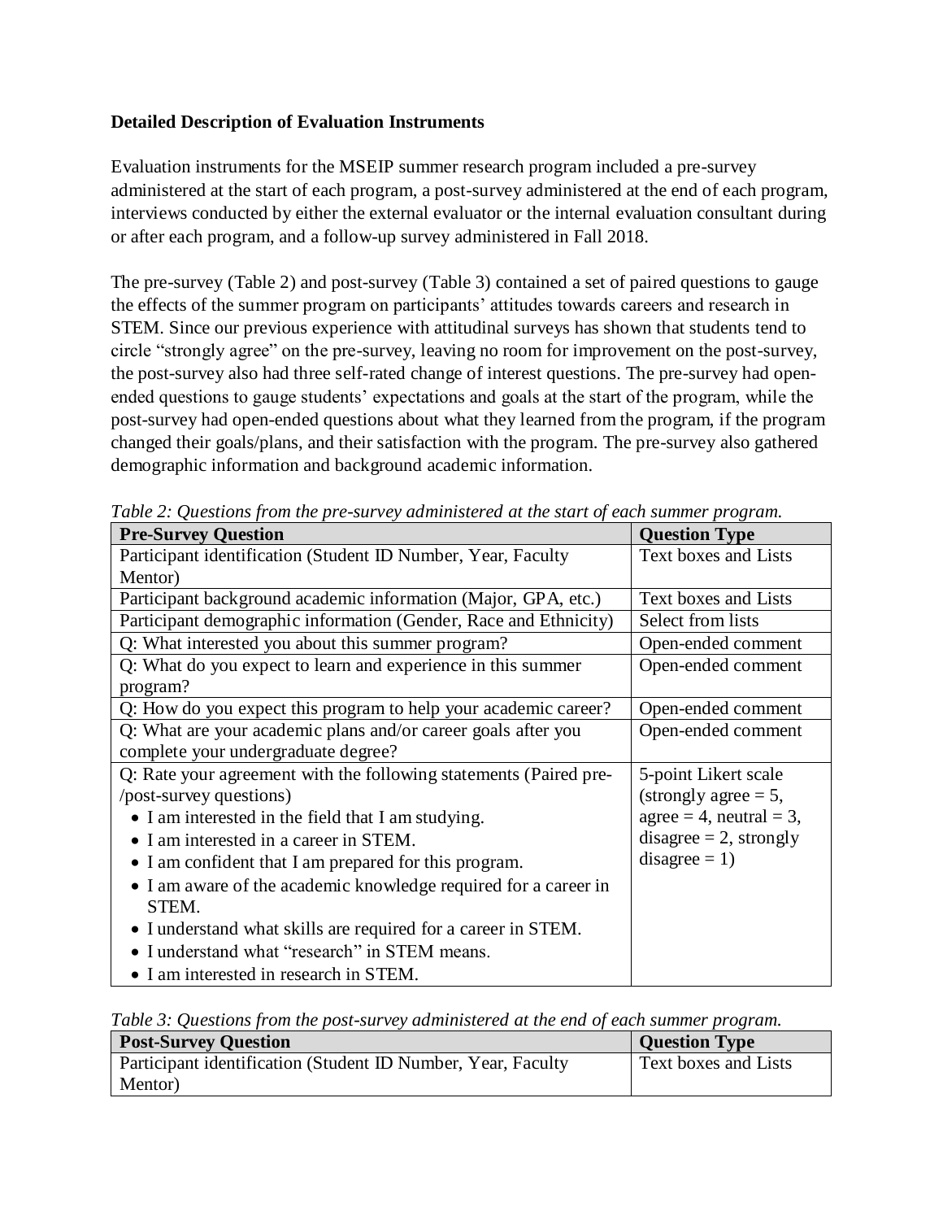**Detailed Description of Evaluation Instruments**

Evaluation instruments for the MSEIP summer research program included a pre-survey administered at the start of each program, a post-survey administered at the end of each program, interviews conducted by either the external evaluator or the internal evaluation consultant during or after each program, and a follow-up survey administered in Fall 2018.

The pre-survey (Table 2) and post-survey (Table 3) contained a set of paired questions to gauge the effects of the summer program on participants' attitudes towards careers and research in STEM. Since our previous experience with attitudinal surveys has shown that students tend to circle "strongly agree" on the pre-survey, leaving no room for improvement on the post-survey, the post-survey also had three self-rated change of interest questions. The pre-survey had open-ended questions to gauge students' expectations and goals at the start of the program, while the post-survey had open-ended questions about what they learned from the program, if the program changed their goals/plans, and their satisfaction with the program. The pre-survey also gathered demographic information and background academic information.

*Table 2: Questions from the pre-survey administered at the start of each summer program.*

| Pre-Survey Question | Question Type |
|---|---|
| Participant identification (Student ID Number, Year, Faculty Mentor) | Text boxes and Lists |
| Participant background academic information (Major, GPA, etc.) | Text boxes and Lists |
| Participant demographic information (Gender, Race and Ethnicity) | Select from lists |
| Q: What interested you about this summer program? | Open-ended comment |
| Q: What do you expect to learn and experience in this summer program? | Open-ended comment |
| Q: How do you expect this program to help your academic career? | Open-ended comment |
| Q: What are your academic plans and/or career goals after you complete your undergraduate degree? | Open-ended comment |
| Q: Rate your agreement with the following statements (Paired pre-/post-survey questions)<br>• I am interested in the field that I am studying.<br>• I am interested in a career in STEM.<br>• I am confident that I am prepared for this program.<br>• I am aware of the academic knowledge required for a career in STEM.<br>• I understand what skills are required for a career in STEM.<br>• I understand what "research" in STEM means.<br>• I am interested in research in STEM. | 5-point Likert scale (strongly agree = 5, agree = 4, neutral = 3, disagree = 2, strongly disagree = 1) |

*Table 3: Questions from the post-survey administered at the end of each summer program.*

| Post-Survey Question | Question Type |
|---|---|
| Participant identification (Student ID Number, Year, Faculty Mentor) | Text boxes and Lists |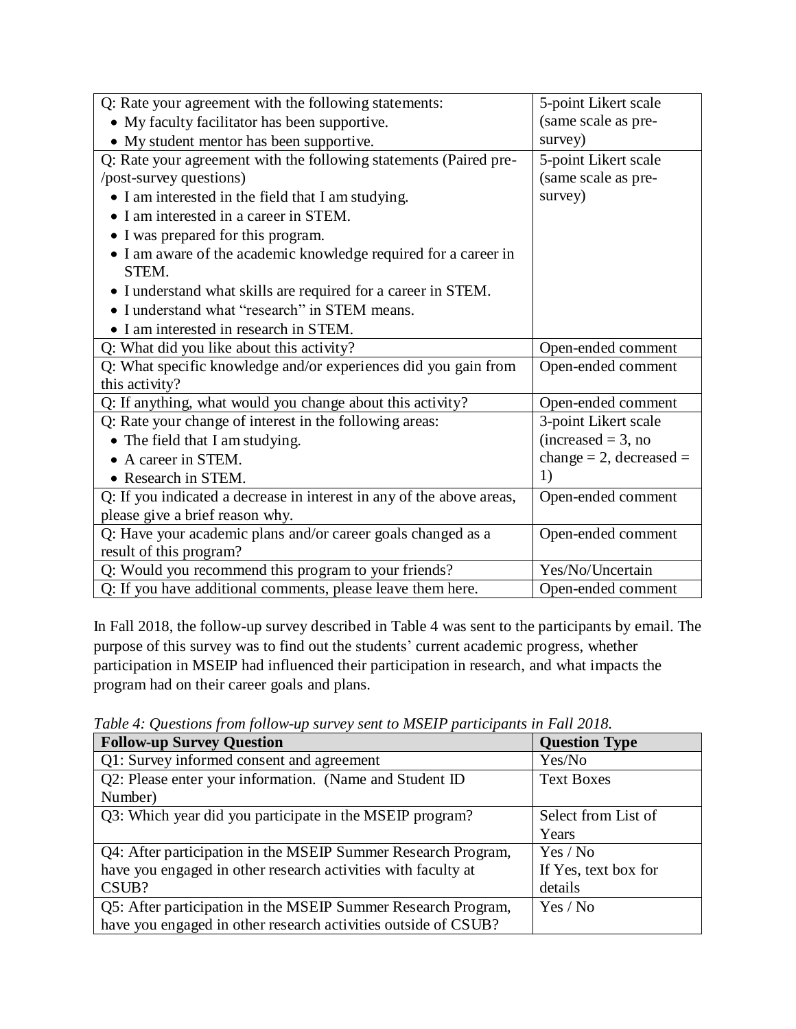| | |
|---|---|
| Q: Rate your agreement with the following statements:<br>• My faculty facilitator has been supportive.<br>• My student mentor has been supportive. | 5-point Likert scale (same scale as pre-survey) |
| Q: Rate your agreement with the following statements (Paired pre-/post-survey questions)<br>• I am interested in the field that I am studying.<br>• I am interested in a career in STEM.<br>• I was prepared for this program.<br>• I am aware of the academic knowledge required for a career in STEM.<br>• I understand what skills are required for a career in STEM.<br>• I understand what "research" in STEM means.<br>• I am interested in research in STEM. | 5-point Likert scale (same scale as pre-survey) |
| Q: What did you like about this activity? | Open-ended comment |
| Q: What specific knowledge and/or experiences did you gain from this activity? | Open-ended comment |
| Q: If anything, what would you change about this activity? | Open-ended comment |
| Q: Rate your change of interest in the following areas:<br>• The field that I am studying.<br>• A career in STEM.<br>• Research in STEM. | 3-point Likert scale (increased = 3, no change = 2, decreased = 1) |
| Q: If you indicated a decrease in interest in any of the above areas, please give a brief reason why. | Open-ended comment |
| Q: Have your academic plans and/or career goals changed as a result of this program? | Open-ended comment |
| Q: Would you recommend this program to your friends? | Yes/No/Uncertain |
| Q: If you have additional comments, please leave them here. | Open-ended comment |

In Fall 2018, the follow-up survey described in Table 4 was sent to the participants by email. The purpose of this survey was to find out the students' current academic progress, whether participation in MSEIP had influenced their participation in research, and what impacts the program had on their career goals and plans.

*Table 4: Questions from follow-up survey sent to MSEIP participants in Fall 2018.*

| Follow-up Survey Question | Question Type |
|---|---|
| Q1: Survey informed consent and agreement | Yes/No |
| Q2: Please enter your information. (Name and Student ID Number) | Text Boxes |
| Q3: Which year did you participate in the MSEIP program? | Select from List of Years |
| Q4: After participation in the MSEIP Summer Research Program, have you engaged in other research activities with faculty at CSUB? | Yes / No<br>If Yes, text box for details |
| Q5: After participation in the MSEIP Summer Research Program, have you engaged in other research activities outside of CSUB? | Yes / No |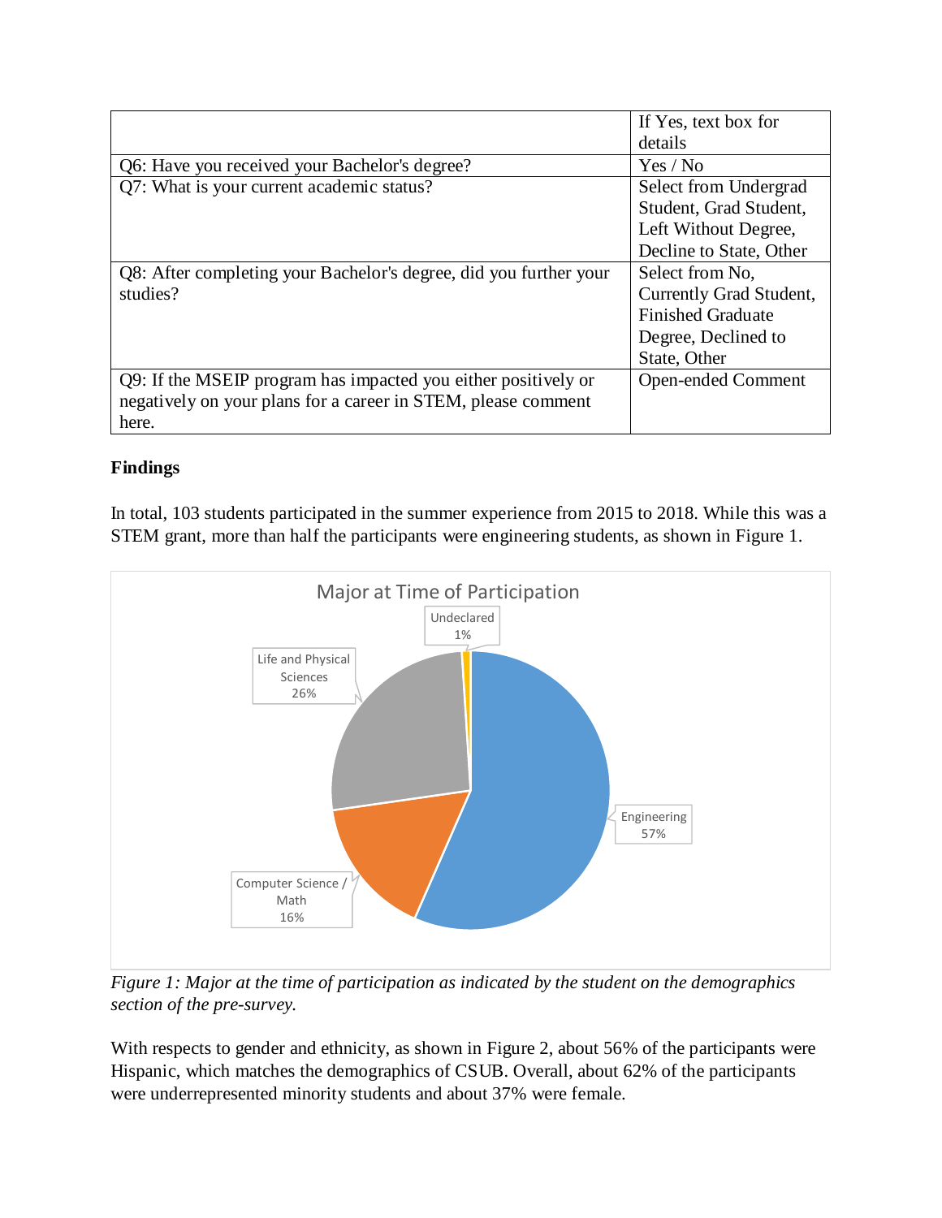| | If Yes, text box for details |
|---|---|
| Q6: Have you received your Bachelor's degree? | Yes / No |
| Q7: What is your current academic status? | Select from Undergrad Student, Grad Student, Left Without Degree, Decline to State, Other |
| Q8: After completing your Bachelor's degree, did you further your studies? | Select from No, Currently Grad Student, Finished Graduate Degree, Declined to State, Other |
| Q9: If the MSEIP program has impacted you either positively or negatively on your plans for a career in STEM, please comment here. | Open-ended Comment |

**Findings**

In total, 103 students participated in the summer experience from 2015 to 2018. While this was a STEM grant, more than half the participants were engineering students, as shown in Figure 1.

Major at Time of Participation

- Engineering 57%
- Life and Physical Sciences 26%
- Computer Science / Math 16%
- Undeclared 1%

*Figure 1: Major at the time of participation as indicated by the student on the demographics section of the pre-survey.*

With respects to gender and ethnicity, as shown in Figure 2, about 56% of the participants were Hispanic, which matches the demographics of CSUB. Overall, about 62% of the participants were underrepresented minority students and about 37% were female.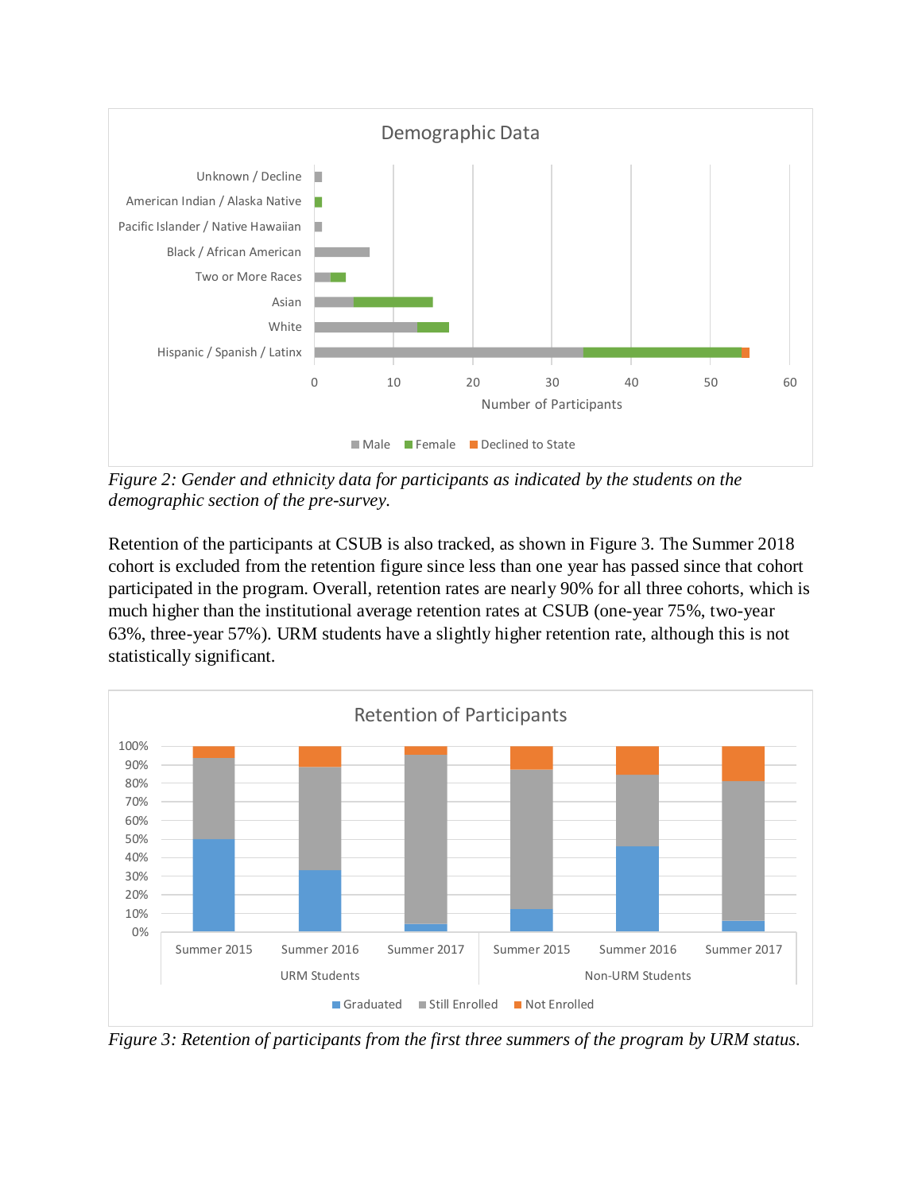*Figure 2: Gender and ethnicity data for participants as indicated by the students on the demographic section of the pre-survey.*

Retention of the participants at CSUB is also tracked, as shown in Figure 3. The Summer 2018 cohort is excluded from the retention figure since less than one year has passed since that cohort participated in the program. Overall, retention rates are nearly 90% for all three cohorts, which is much higher than the institutional average retention rates at CSUB (one-year 75%, two-year 63%, three-year 57%). URM students have a slightly higher retention rate, although this is not statistically significant.

*Figure 3: Retention of participants from the first three summers of the program by URM status.*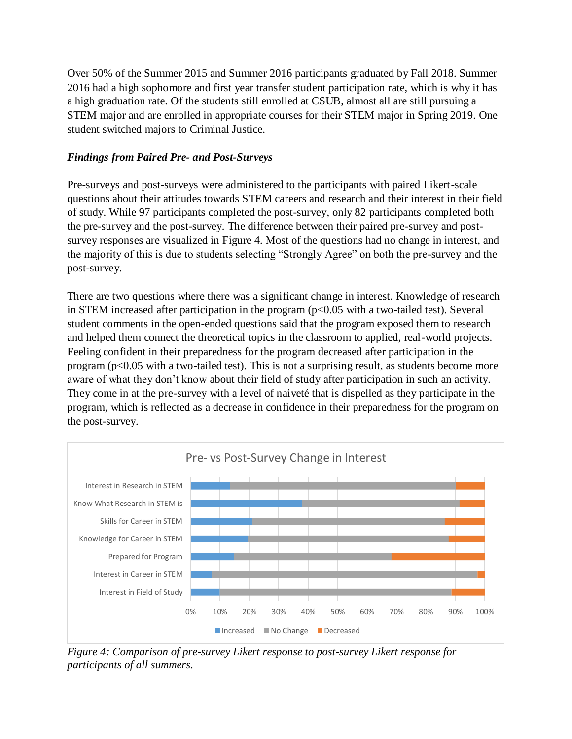Over 50% of the Summer 2015 and Summer 2016 participants graduated by Fall 2018. Summer 2016 had a high sophomore and first year transfer student participation rate, which is why it has a high graduation rate. Of the students still enrolled at CSUB, almost all are still pursuing a STEM major and are enrolled in appropriate courses for their STEM major in Spring 2019. One student switched majors to Criminal Justice.

***Findings from Paired Pre- and Post-Surveys***

Pre-surveys and post-surveys were administered to the participants with paired Likert-scale questions about their attitudes towards STEM careers and research and their interest in their field of study. While 97 participants completed the post-survey, only 82 participants completed both the pre-survey and the post-survey. The difference between their paired pre-survey and post-survey responses are visualized in Figure 4. Most of the questions had no change in interest, and the majority of this is due to students selecting "Strongly Agree" on both the pre-survey and the post-survey.

There are two questions where there was a significant change in interest. Knowledge of research in STEM increased after participation in the program ($p<0.05$ with a two-tailed test). Several student comments in the open-ended questions said that the program exposed them to research and helped them connect the theoretical topics in the classroom to applied, real-world projects. Feeling confident in their preparedness for the program decreased after participation in the program ($p<0.05$ with a two-tailed test). This is not a surprising result, as students become more aware of what they don't know about their field of study after participation in such an activity. They come in at the pre-survey with a level of naiveté that is dispelled as they participate in the program, which is reflected as a decrease in confidence in their preparedness for the program on the post-survey.

*Figure 4: Comparison of pre-survey Likert response to post-survey Likert response for participants of all summers.*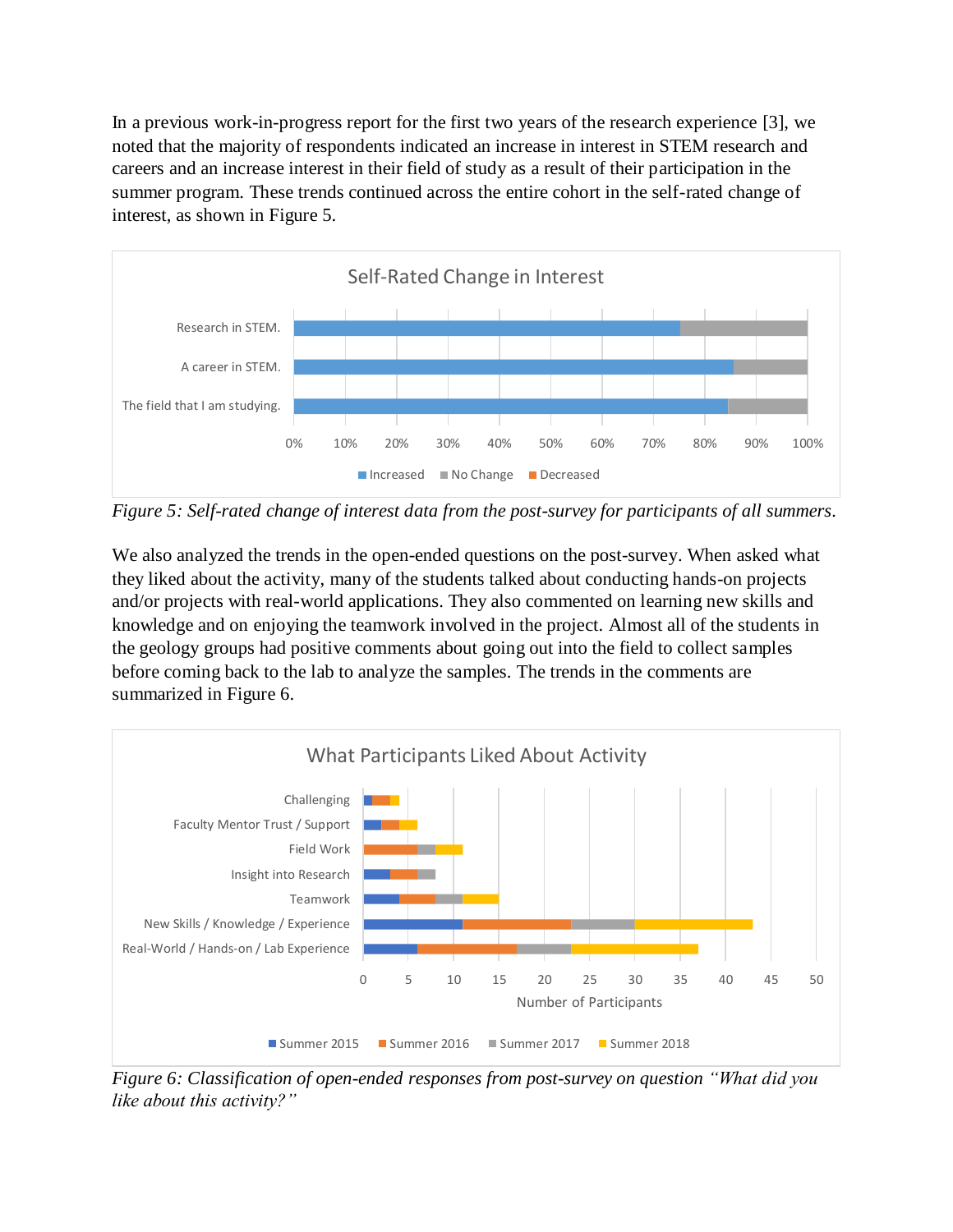In a previous work-in-progress report for the first two years of the research experience [3], we noted that the majority of respondents indicated an increase in interest in STEM research and careers and an increase interest in their field of study as a result of their participation in the summer program. These trends continued across the entire cohort in the self-rated change of interest, as shown in Figure 5.

*Figure 5: Self-rated change of interest data from the post-survey for participants of all summers.*

We also analyzed the trends in the open-ended questions on the post-survey. When asked what they liked about the activity, many of the students talked about conducting hands-on projects and/or projects with real-world applications. They also commented on learning new skills and knowledge and on enjoying the teamwork involved in the project. Almost all of the students in the geology groups had positive comments about going out into the field to collect samples before coming back to the lab to analyze the samples. The trends in the comments are summarized in Figure 6.

*Figure 6: Classification of open-ended responses from post-survey on question "What did you like about this activity?"*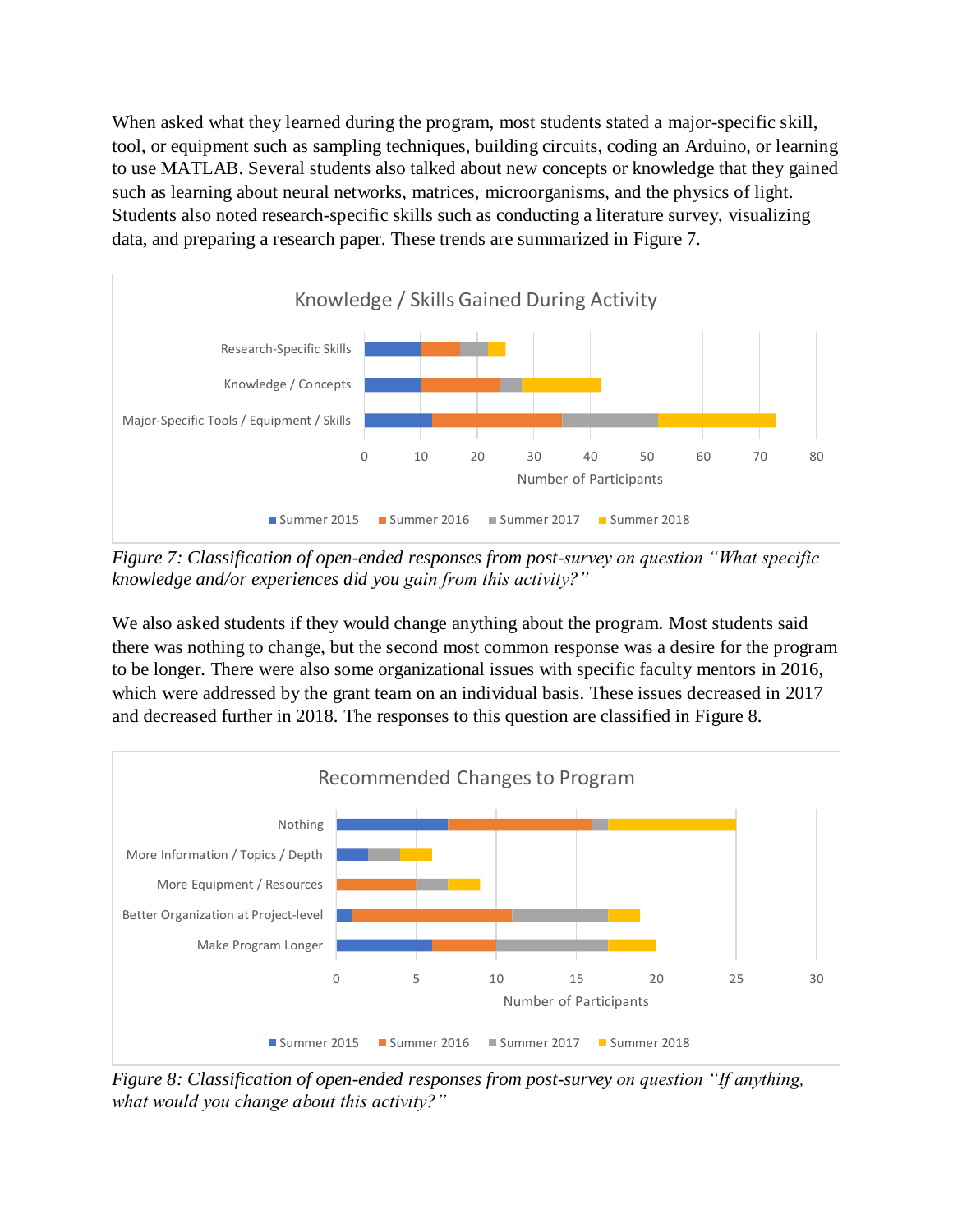When asked what they learned during the program, most students stated a major-specific skill, tool, or equipment such as sampling techniques, building circuits, coding an Arduino, or learning to use MATLAB. Several students also talked about new concepts or knowledge that they gained such as learning about neural networks, matrices, microorganisms, and the physics of light. Students also noted research-specific skills such as conducting a literature survey, visualizing data, and preparing a research paper. These trends are summarized in Figure 7.

*Figure 7: Classification of open-ended responses from post-survey on question "What specific knowledge and/or experiences did you gain from this activity?"*

We also asked students if they would change anything about the program. Most students said there was nothing to change, but the second most common response was a desire for the program to be longer. There were also some organizational issues with specific faculty mentors in 2016, which were addressed by the grant team on an individual basis. These issues decreased in 2017 and decreased further in 2018. The responses to this question are classified in Figure 8.

*Figure 8: Classification of open-ended responses from post-survey on question "If anything, what would you change about this activity?"*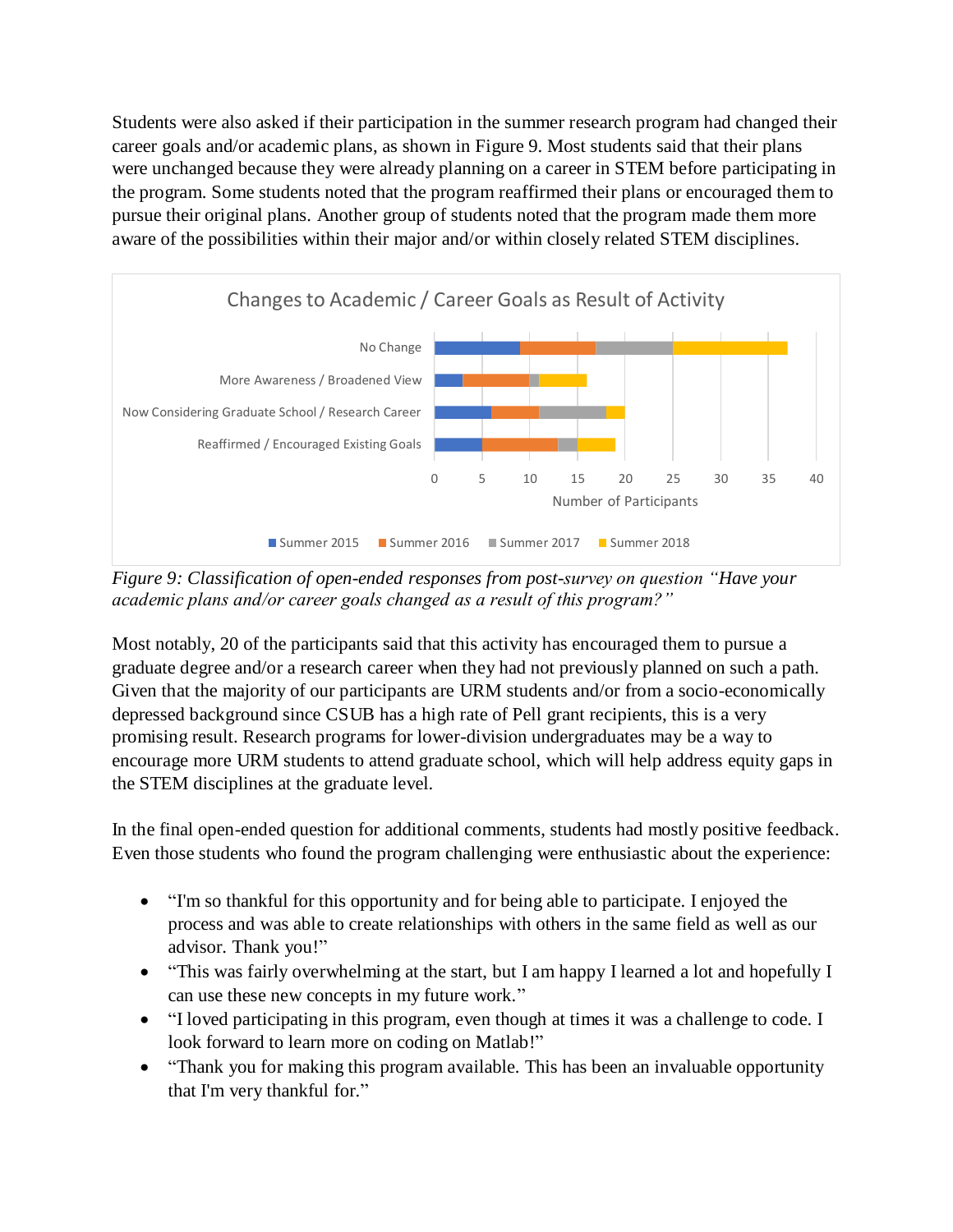Students were also asked if their participation in the summer research program had changed their career goals and/or academic plans, as shown in Figure 9. Most students said that their plans were unchanged because they were already planning on a career in STEM before participating in the program. Some students noted that the program reaffirmed their plans or encouraged them to pursue their original plans. Another group of students noted that the program made them more aware of the possibilities within their major and/or within closely related STEM disciplines.

*Figure 9: Classification of open-ended responses from post-survey on question "Have your academic plans and/or career goals changed as a result of this program?"*

Most notably, 20 of the participants said that this activity has encouraged them to pursue a graduate degree and/or a research career when they had not previously planned on such a path. Given that the majority of our participants are URM students and/or from a socio-economically depressed background since CSUB has a high rate of Pell grant recipients, this is a very promising result. Research programs for lower-division undergraduates may be a way to encourage more URM students to attend graduate school, which will help address equity gaps in the STEM disciplines at the graduate level.

In the final open-ended question for additional comments, students had mostly positive feedback. Even those students who found the program challenging were enthusiastic about the experience:

- "I'm so thankful for this opportunity and for being able to participate. I enjoyed the process and was able to create relationships with others in the same field as well as our advisor. Thank you!"
- "This was fairly overwhelming at the start, but I am happy I learned a lot and hopefully I can use these new concepts in my future work."
- "I loved participating in this program, even though at times it was a challenge to code. I look forward to learn more on coding on Matlab!"
- "Thank you for making this program available. This has been an invaluable opportunity that I'm very thankful for."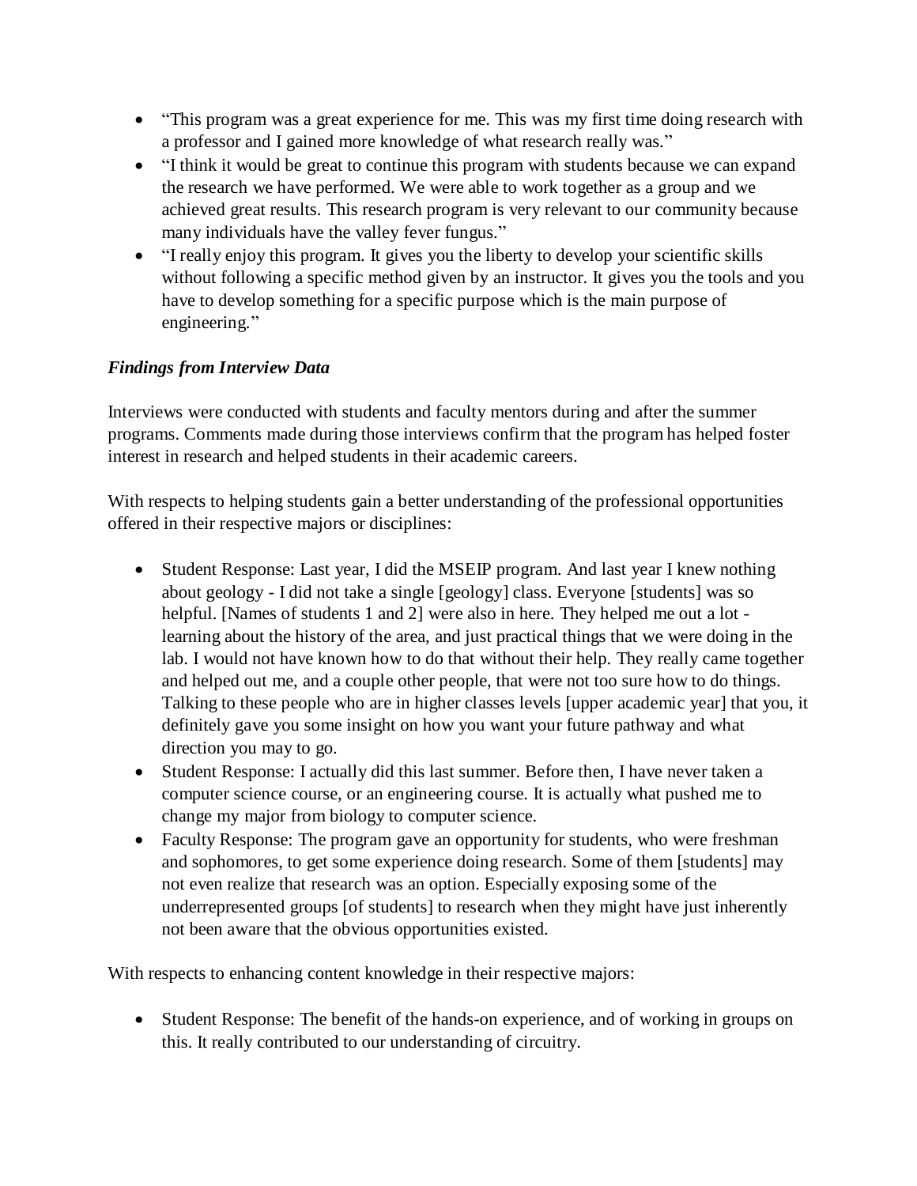- "This program was a great experience for me. This was my first time doing research with a professor and I gained more knowledge of what research really was."
- "I think it would be great to continue this program with students because we can expand the research we have performed. We were able to work together as a group and we achieved great results. This research program is very relevant to our community because many individuals have the valley fever fungus."
- "I really enjoy this program. It gives you the liberty to develop your scientific skills without following a specific method given by an instructor. It gives you the tools and you have to develop something for a specific purpose which is the main purpose of engineering."

***Findings from Interview Data***

Interviews were conducted with students and faculty mentors during and after the summer programs. Comments made during those interviews confirm that the program has helped foster interest in research and helped students in their academic careers.

With respects to helping students gain a better understanding of the professional opportunities offered in their respective majors or disciplines:

- Student Response: Last year, I did the MSEIP program. And last year I knew nothing about geology - I did not take a single [geology] class. Everyone [students] was so helpful. [Names of students 1 and 2] were also in here. They helped me out a lot - learning about the history of the area, and just practical things that we were doing in the lab. I would not have known how to do that without their help. They really came together and helped out me, and a couple other people, that were not too sure how to do things. Talking to these people who are in higher classes levels [upper academic year] that you, it definitely gave you some insight on how you want your future pathway and what direction you may to go.
- Student Response: I actually did this last summer. Before then, I have never taken a computer science course, or an engineering course. It is actually what pushed me to change my major from biology to computer science.
- Faculty Response: The program gave an opportunity for students, who were freshman and sophomores, to get some experience doing research. Some of them [students] may not even realize that research was an option. Especially exposing some of the underrepresented groups [of students] to research when they might have just inherently not been aware that the obvious opportunities existed.

With respects to enhancing content knowledge in their respective majors:

- Student Response: The benefit of the hands-on experience, and of working in groups on this. It really contributed to our understanding of circuitry.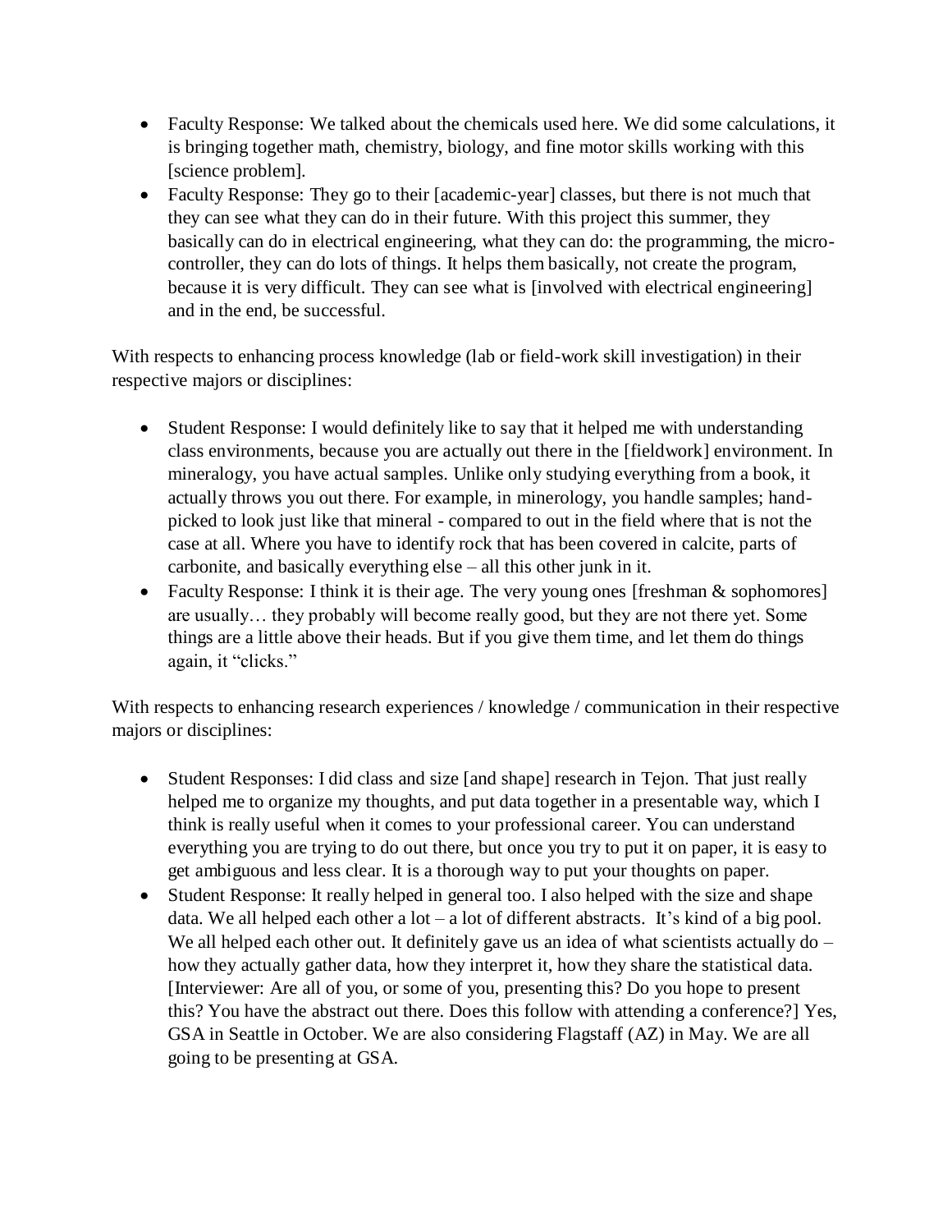- Faculty Response: We talked about the chemicals used here. We did some calculations, it is bringing together math, chemistry, biology, and fine motor skills working with this [science problem].
- Faculty Response: They go to their [academic-year] classes, but there is not much that they can see what they can do in their future. With this project this summer, they basically can do in electrical engineering, what they can do: the programming, the micro-controller, they can do lots of things. It helps them basically, not create the program, because it is very difficult. They can see what is [involved with electrical engineering] and in the end, be successful.

With respects to enhancing process knowledge (lab or field-work skill investigation) in their respective majors or disciplines:

- Student Response: I would definitely like to say that it helped me with understanding class environments, because you are actually out there in the [fieldwork] environment. In mineralogy, you have actual samples. Unlike only studying everything from a book, it actually throws you out there. For example, in minerology, you handle samples; hand-picked to look just like that mineral - compared to out in the field where that is not the case at all. Where you have to identify rock that has been covered in calcite, parts of carbonite, and basically everything else – all this other junk in it.
- Faculty Response: I think it is their age. The very young ones [freshman & sophomores] are usually… they probably will become really good, but they are not there yet. Some things are a little above their heads. But if you give them time, and let them do things again, it "clicks."

With respects to enhancing research experiences / knowledge / communication in their respective majors or disciplines:

- Student Responses: I did class and size [and shape] research in Tejon. That just really helped me to organize my thoughts, and put data together in a presentable way, which I think is really useful when it comes to your professional career. You can understand everything you are trying to do out there, but once you try to put it on paper, it is easy to get ambiguous and less clear. It is a thorough way to put your thoughts on paper.
- Student Response: It really helped in general too. I also helped with the size and shape data. We all helped each other a lot – a lot of different abstracts. It's kind of a big pool. We all helped each other out. It definitely gave us an idea of what scientists actually do – how they actually gather data, how they interpret it, how they share the statistical data. [Interviewer: Are all of you, or some of you, presenting this? Do you hope to present this? You have the abstract out there. Does this follow with attending a conference?] Yes, GSA in Seattle in October. We are also considering Flagstaff (AZ) in May. We are all going to be presenting at GSA.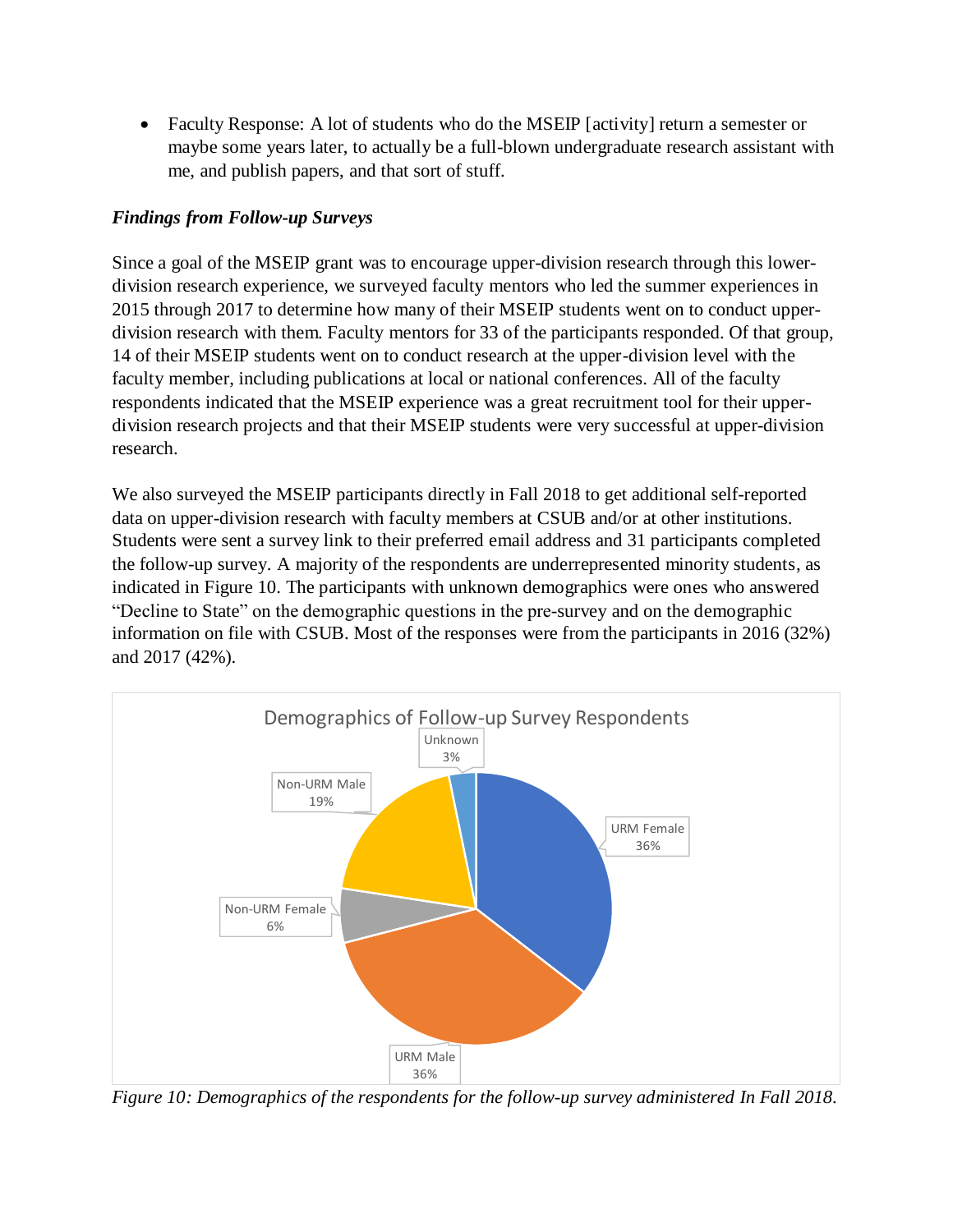- Faculty Response: A lot of students who do the MSEIP [activity] return a semester or maybe some years later, to actually be a full-blown undergraduate research assistant with me, and publish papers, and that sort of stuff.

***Findings from Follow-up Surveys***

Since a goal of the MSEIP grant was to encourage upper-division research through this lower-division research experience, we surveyed faculty mentors who led the summer experiences in 2015 through 2017 to determine how many of their MSEIP students went on to conduct upper-division research with them. Faculty mentors for 33 of the participants responded. Of that group, 14 of their MSEIP students went on to conduct research at the upper-division level with the faculty member, including publications at local or national conferences. All of the faculty respondents indicated that the MSEIP experience was a great recruitment tool for their upper-division research projects and that their MSEIP students were very successful at upper-division research.

We also surveyed the MSEIP participants directly in Fall 2018 to get additional self-reported data on upper-division research with faculty members at CSUB and/or at other institutions. Students were sent a survey link to their preferred email address and 31 participants completed the follow-up survey. A majority of the respondents are underrepresented minority students, as indicated in Figure 10. The participants with unknown demographics were ones who answered "Decline to State" on the demographic questions in the pre-survey and on the demographic information on file with CSUB. Most of the responses were from the participants in 2016 (32%) and 2017 (42%).

Demographics of Follow-up Survey Respondents

| Category | Percentage |
|---|---|
| URM Female | 36% |
| URM Male | 36% |
| Non-URM Female | 6% |
| Non-URM Male | 19% |
| Unknown | 3% |

*Figure 10: Demographics of the respondents for the follow-up survey administered In Fall 2018.*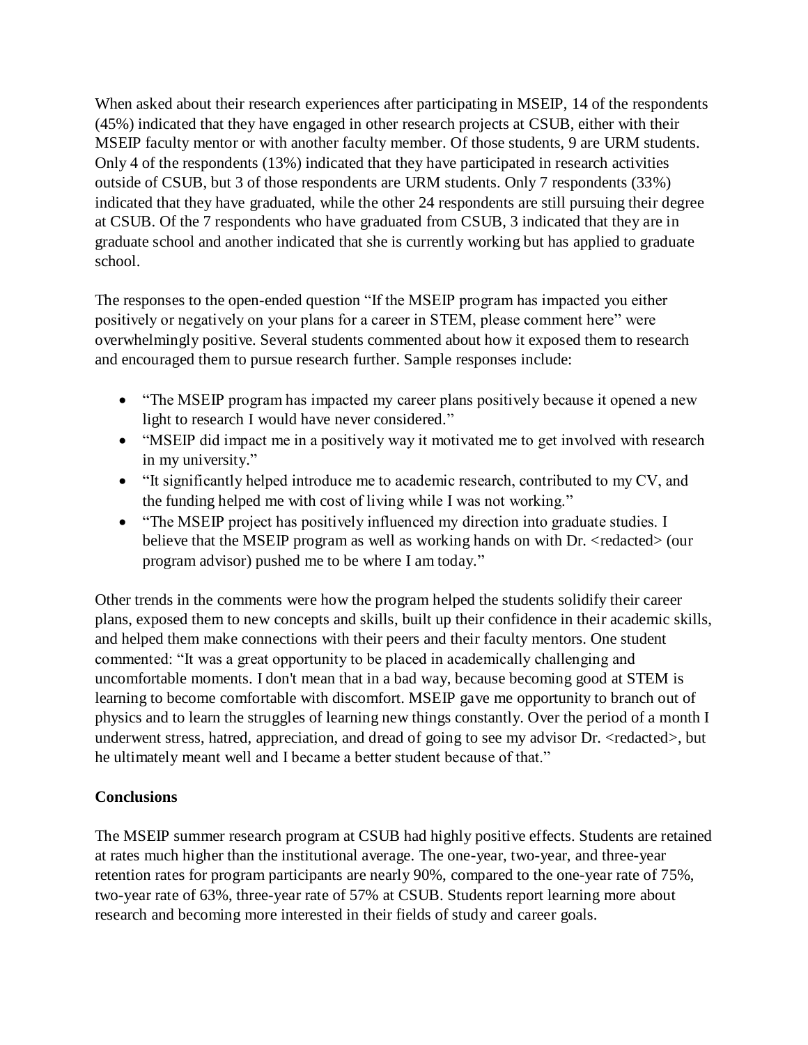When asked about their research experiences after participating in MSEIP, 14 of the respondents (45%) indicated that they have engaged in other research projects at CSUB, either with their MSEIP faculty mentor or with another faculty member. Of those students, 9 are URM students. Only 4 of the respondents (13%) indicated that they have participated in research activities outside of CSUB, but 3 of those respondents are URM students. Only 7 respondents (33%) indicated that they have graduated, while the other 24 respondents are still pursuing their degree at CSUB. Of the 7 respondents who have graduated from CSUB, 3 indicated that they are in graduate school and another indicated that she is currently working but has applied to graduate school.

The responses to the open-ended question "If the MSEIP program has impacted you either positively or negatively on your plans for a career in STEM, please comment here" were overwhelmingly positive. Several students commented about how it exposed them to research and encouraged them to pursue research further. Sample responses include:

- "The MSEIP program has impacted my career plans positively because it opened a new light to research I would have never considered."
- "MSEIP did impact me in a positively way it motivated me to get involved with research in my university."
- "It significantly helped introduce me to academic research, contributed to my CV, and the funding helped me with cost of living while I was not working."
- "The MSEIP project has positively influenced my direction into graduate studies. I believe that the MSEIP program as well as working hands on with Dr. <redacted> (our program advisor) pushed me to be where I am today."

Other trends in the comments were how the program helped the students solidify their career plans, exposed them to new concepts and skills, built up their confidence in their academic skills, and helped them make connections with their peers and their faculty mentors. One student commented: "It was a great opportunity to be placed in academically challenging and uncomfortable moments. I don't mean that in a bad way, because becoming good at STEM is learning to become comfortable with discomfort. MSEIP gave me opportunity to branch out of physics and to learn the struggles of learning new things constantly. Over the period of a month I underwent stress, hatred, appreciation, and dread of going to see my advisor Dr. <redacted>, but he ultimately meant well and I became a better student because of that."

## Conclusions

The MSEIP summer research program at CSUB had highly positive effects. Students are retained at rates much higher than the institutional average. The one-year, two-year, and three-year retention rates for program participants are nearly 90%, compared to the one-year rate of 75%, two-year rate of 63%, three-year rate of 57% at CSUB. Students report learning more about research and becoming more interested in their fields of study and career goals.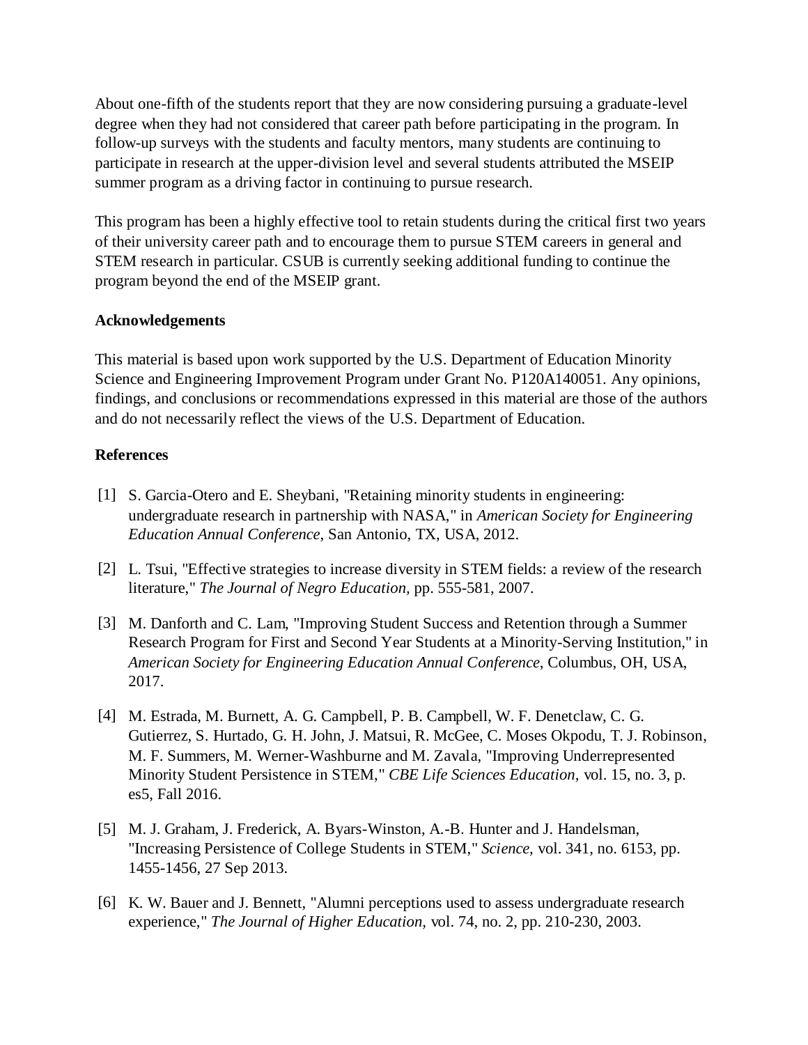About one-fifth of the students report that they are now considering pursuing a graduate-level degree when they had not considered that career path before participating in the program. In follow-up surveys with the students and faculty mentors, many students are continuing to participate in research at the upper-division level and several students attributed the MSEIP summer program as a driving factor in continuing to pursue research.

This program has been a highly effective tool to retain students during the critical first two years of their university career path and to encourage them to pursue STEM careers in general and STEM research in particular. CSUB is currently seeking additional funding to continue the program beyond the end of the MSEIP grant.

**Acknowledgements**

This material is based upon work supported by the U.S. Department of Education Minority Science and Engineering Improvement Program under Grant No. P120A140051. Any opinions, findings, and conclusions or recommendations expressed in this material are those of the authors and do not necessarily reflect the views of the U.S. Department of Education.

**References**

[1] S. Garcia-Otero and E. Sheybani, "Retaining minority students in engineering: undergraduate research in partnership with NASA," in *American Society for Engineering Education Annual Conference*, San Antonio, TX, USA, 2012.

[2] L. Tsui, "Effective strategies to increase diversity in STEM fields: a review of the research literature," *The Journal of Negro Education,* pp. 555-581, 2007.

[3] M. Danforth and C. Lam, "Improving Student Success and Retention through a Summer Research Program for First and Second Year Students at a Minority-Serving Institution," in *American Society for Engineering Education Annual Conference*, Columbus, OH, USA, 2017.

[4] M. Estrada, M. Burnett, A. G. Campbell, P. B. Campbell, W. F. Denetclaw, C. G. Gutierrez, S. Hurtado, G. H. John, J. Matsui, R. McGee, C. Moses Okpodu, T. J. Robinson, M. F. Summers, M. Werner-Washburne and M. Zavala, "Improving Underrepresented Minority Student Persistence in STEM," *CBE Life Sciences Education,* vol. 15, no. 3, p. es5, Fall 2016.

[5] M. J. Graham, J. Frederick, A. Byars-Winston, A.-B. Hunter and J. Handelsman, "Increasing Persistence of College Students in STEM," *Science,* vol. 341, no. 6153, pp. 1455-1456, 27 Sep 2013.

[6] K. W. Bauer and J. Bennett, "Alumni perceptions used to assess undergraduate research experience," *The Journal of Higher Education,* vol. 74, no. 2, pp. 210-230, 2003.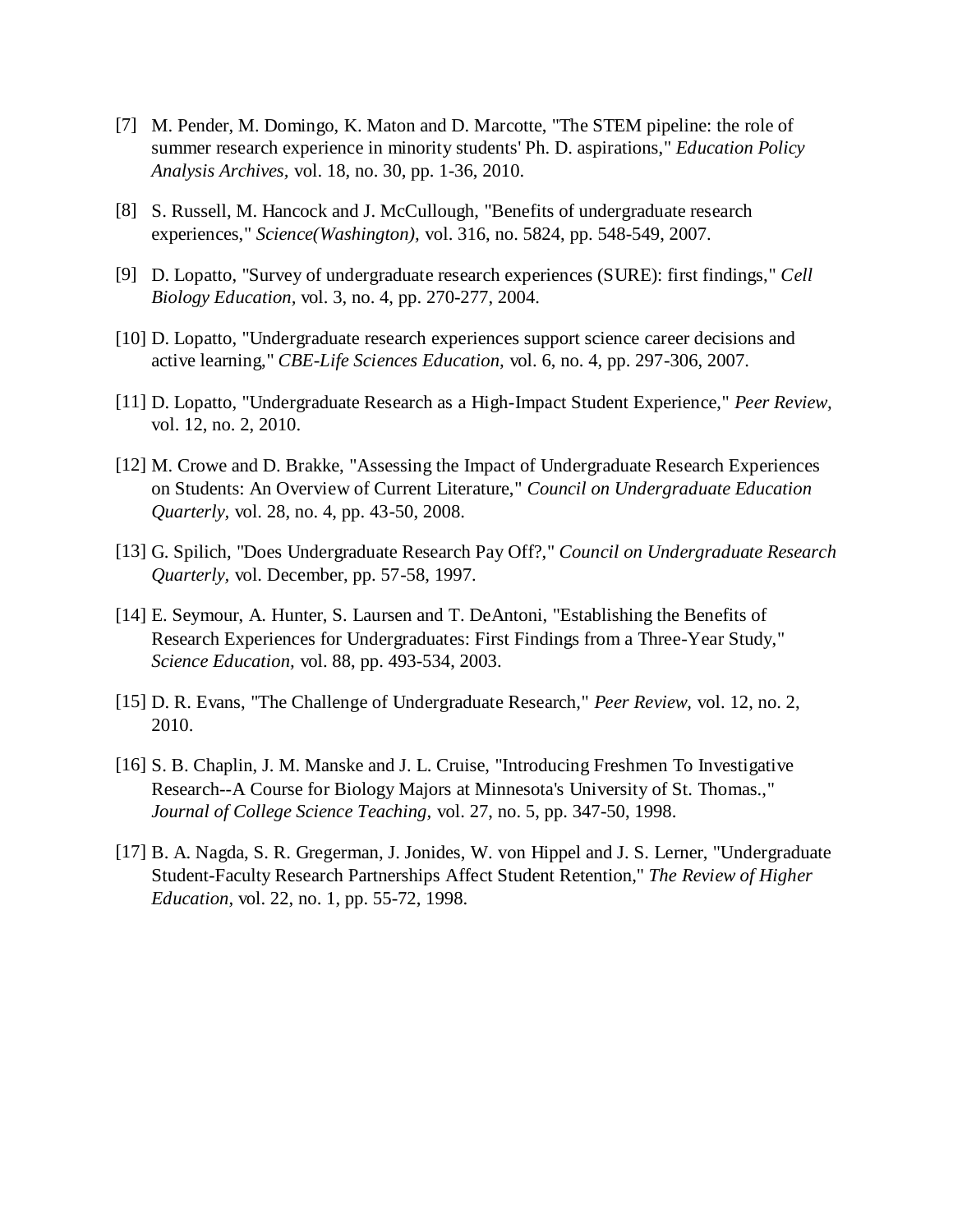[7] M. Pender, M. Domingo, K. Maton and D. Marcotte, "The STEM pipeline: the role of summer research experience in minority students' Ph. D. aspirations," *Education Policy Analysis Archives,* vol. 18, no. 30, pp. 1-36, 2010.

[8] S. Russell, M. Hancock and J. McCullough, "Benefits of undergraduate research experiences," *Science(Washington),* vol. 316, no. 5824, pp. 548-549, 2007.

[9] D. Lopatto, "Survey of undergraduate research experiences (SURE): first findings," *Cell Biology Education,* vol. 3, no. 4, pp. 270-277, 2004.

[10] D. Lopatto, "Undergraduate research experiences support science career decisions and active learning," *CBE-Life Sciences Education,* vol. 6, no. 4, pp. 297-306, 2007.

[11] D. Lopatto, "Undergraduate Research as a High-Impact Student Experience," *Peer Review,* vol. 12, no. 2, 2010.

[12] M. Crowe and D. Brakke, "Assessing the Impact of Undergraduate Research Experiences on Students: An Overview of Current Literature," *Council on Undergraduate Education Quarterly,* vol. 28, no. 4, pp. 43-50, 2008.

[13] G. Spilich, "Does Undergraduate Research Pay Off?," *Council on Undergraduate Research Quarterly,* vol. December, pp. 57-58, 1997.

[14] E. Seymour, A. Hunter, S. Laursen and T. DeAntoni, "Establishing the Benefits of Research Experiences for Undergraduates: First Findings from a Three-Year Study," *Science Education,* vol. 88, pp. 493-534, 2003.

[15] D. R. Evans, "The Challenge of Undergraduate Research," *Peer Review,* vol. 12, no. 2, 2010.

[16] S. B. Chaplin, J. M. Manske and J. L. Cruise, "Introducing Freshmen To Investigative Research--A Course for Biology Majors at Minnesota's University of St. Thomas.," *Journal of College Science Teaching,* vol. 27, no. 5, pp. 347-50, 1998.

[17] B. A. Nagda, S. R. Gregerman, J. Jonides, W. von Hippel and J. S. Lerner, "Undergraduate Student-Faculty Research Partnerships Affect Student Retention," *The Review of Higher Education,* vol. 22, no. 1, pp. 55-72, 1998.